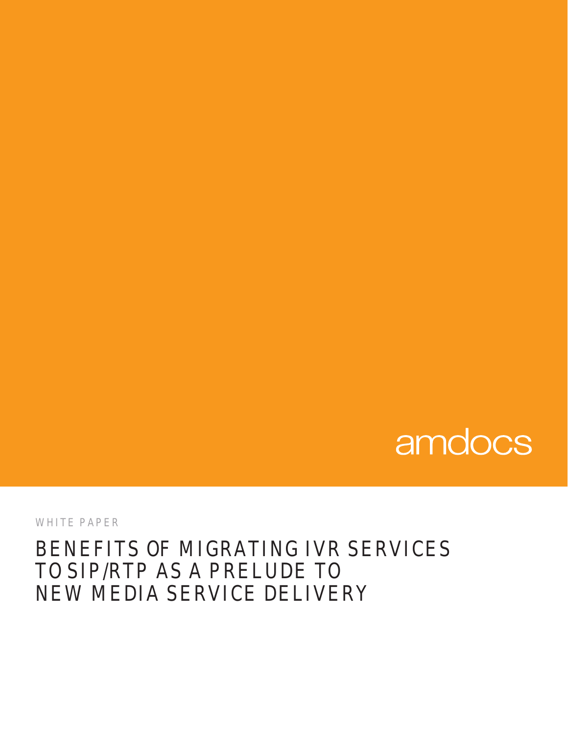amdocs

WHITE PAPER

# BENEFITS OF MIGRATING IVR SERVICES TO SIP/RTP AS A PRELUDE TO NEW MEDIA SERVICE DELIVERY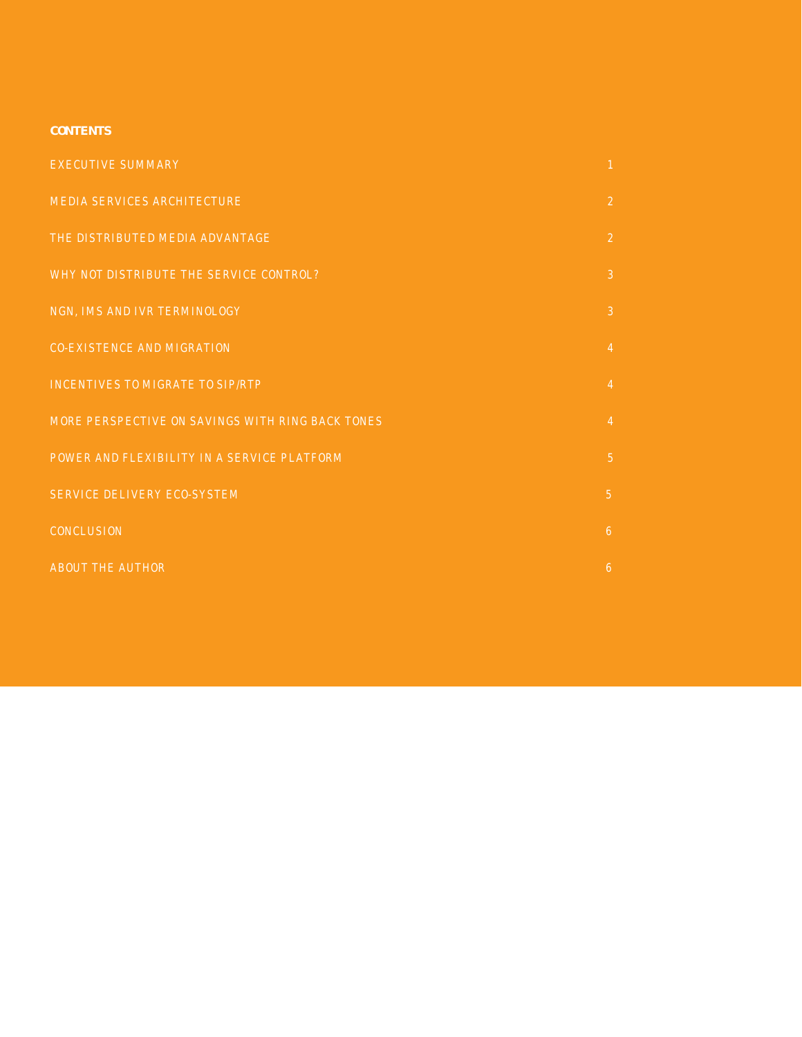**CONTENTS**

| | |
|---|---|
| EXECUTIVE SUMMARY | 1 |
| MEDIA SERVICES ARCHITECTURE | 2 |
| THE DISTRIBUTED MEDIA ADVANTAGE | 2 |
| WHY NOT DISTRIBUTE THE SERVICE CONTROL? | 3 |
| NGN, IMS AND IVR TERMINOLOGY | 3 |
| CO-EXISTENCE AND MIGRATION | 4 |
| INCENTIVES TO MIGRATE TO SIP/RTP | 4 |
| MORE PERSPECTIVE ON SAVINGS WITH RING BACK TONES | 4 |
| POWER AND FLEXIBILITY IN A SERVICE PLATFORM | 5 |
| SERVICE DELIVERY ECO-SYSTEM | 5 |
| CONCLUSION | 6 |
| ABOUT THE AUTHOR | 6 |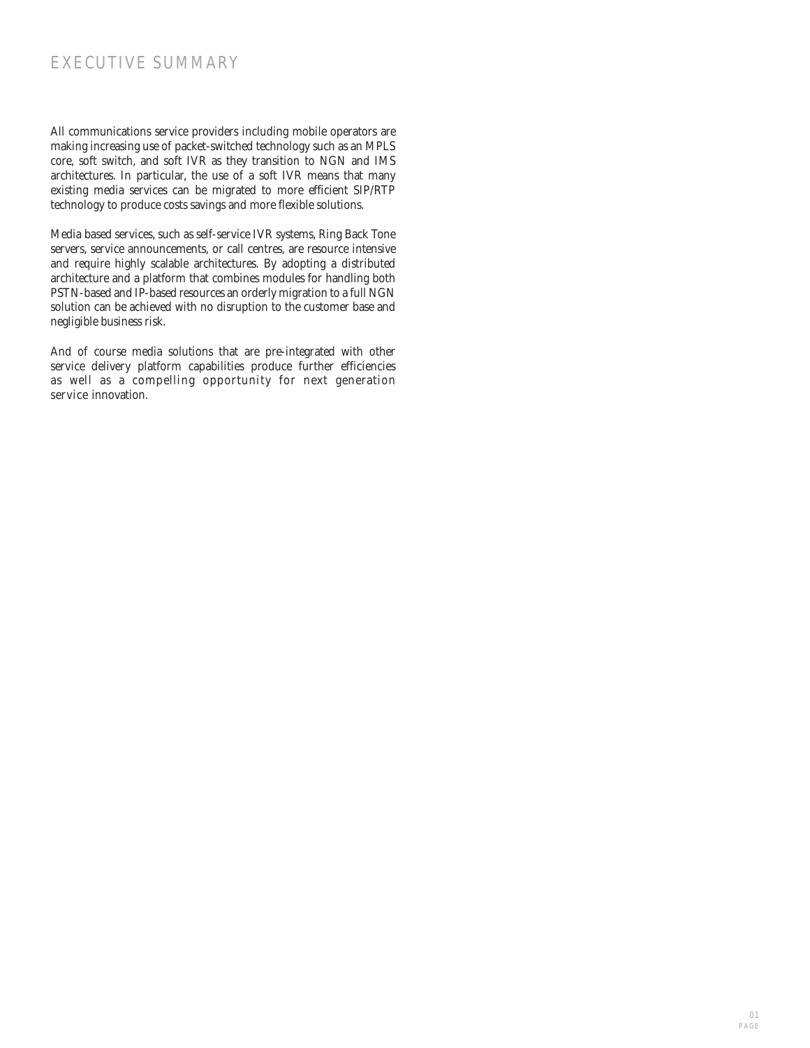# EXECUTIVE SUMMARY

All communications service providers including mobile operators are making increasing use of packet-switched technology such as an MPLS core, soft switch, and soft IVR as they transition to NGN and IMS architectures. In particular, the use of a soft IVR means that many existing media services can be migrated to more efficient SIP/RTP technology to produce costs savings and more flexible solutions.

Media based services, such as self-service IVR systems, Ring Back Tone servers, service announcements, or call centres, are resource intensive and require highly scalable architectures. By adopting a distributed architecture and a platform that combines modules for handling both PSTN-based and IP-based resources an orderly migration to a full NGN solution can be achieved with no disruption to the customer base and negligible business risk.

And of course media solutions that are pre-integrated with other service delivery platform capabilities produce further efficiencies as well as a compelling opportunity for next generation service innovation.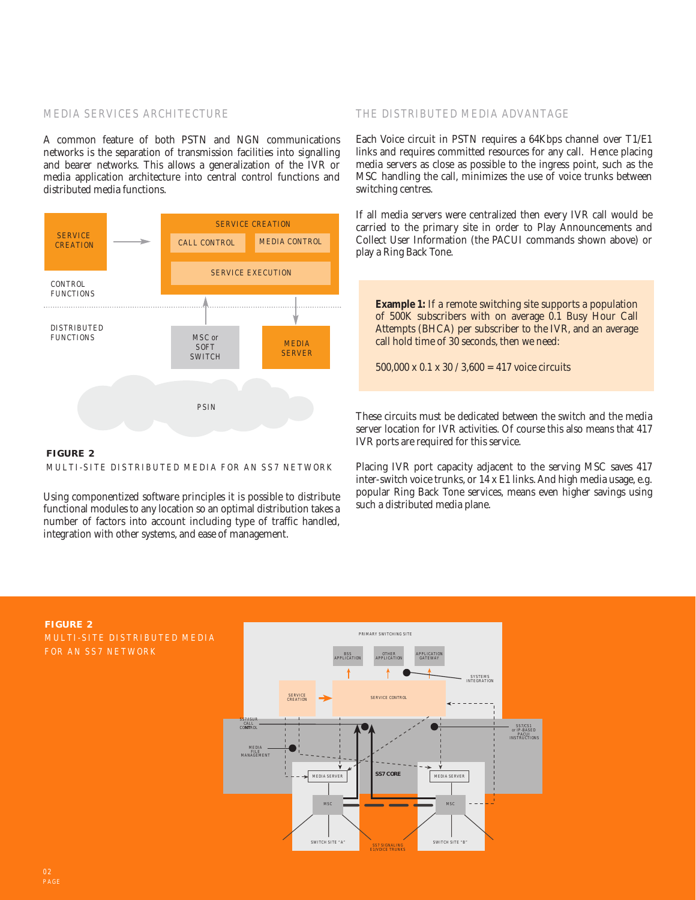## MEDIA SERVICES ARCHITECTURE

A common feature of both PSTN and NGN communications networks is the separation of transmission facilities into signalling and bearer networks. This allows a generalization of the IVR or media application architecture into central control functions and distributed media functions.

**FIGURE 2**

MULTI-SITE DISTRIBUTED MEDIA FOR AN SS7 NETWORK

Using componentized software principles it is possible to distribute functional modules to any location so an optimal distribution takes a number of factors into account including type of traffic handled, integration with other systems, and ease of management.

## THE DISTRIBUTED MEDIA ADVANTAGE

Each Voice circuit in PSTN requires a 64Kbps channel over T1/E1 links and requires committed resources for any call. Hence placing media servers as close as possible to the ingress point, such as the MSC handling the call, minimizes the use of voice trunks between switching centres.

If all media servers were centralized then every IVR call would be carried to the primary site in order to Play Announcements and Collect User Information (the PACUI commands shown above) or play a Ring Back Tone.

> **Example 1:** If a remote switching site supports a population of 500K subscribers with on average 0.1 Busy Hour Call Attempts (BHCA) per subscriber to the IVR, and an average call hold time of 30 seconds, then we need:
>
> 500,000 x 0.1 x 30 / 3,600 = 417 voice circuits

These circuits must be dedicated between the switch and the media server location for IVR activities. Of course this also means that 417 IVR ports are required for this service.

Placing IVR port capacity adjacent to the serving MSC saves 417 inter-switch voice trunks, or 14 x E1 links. And high media usage, e.g. popular Ring Back Tone services, means even higher savings using such a distributed media plane.

**FIGURE 2**

MULTI-SITE DISTRIBUTED MEDIA FOR AN SS7 NETWORK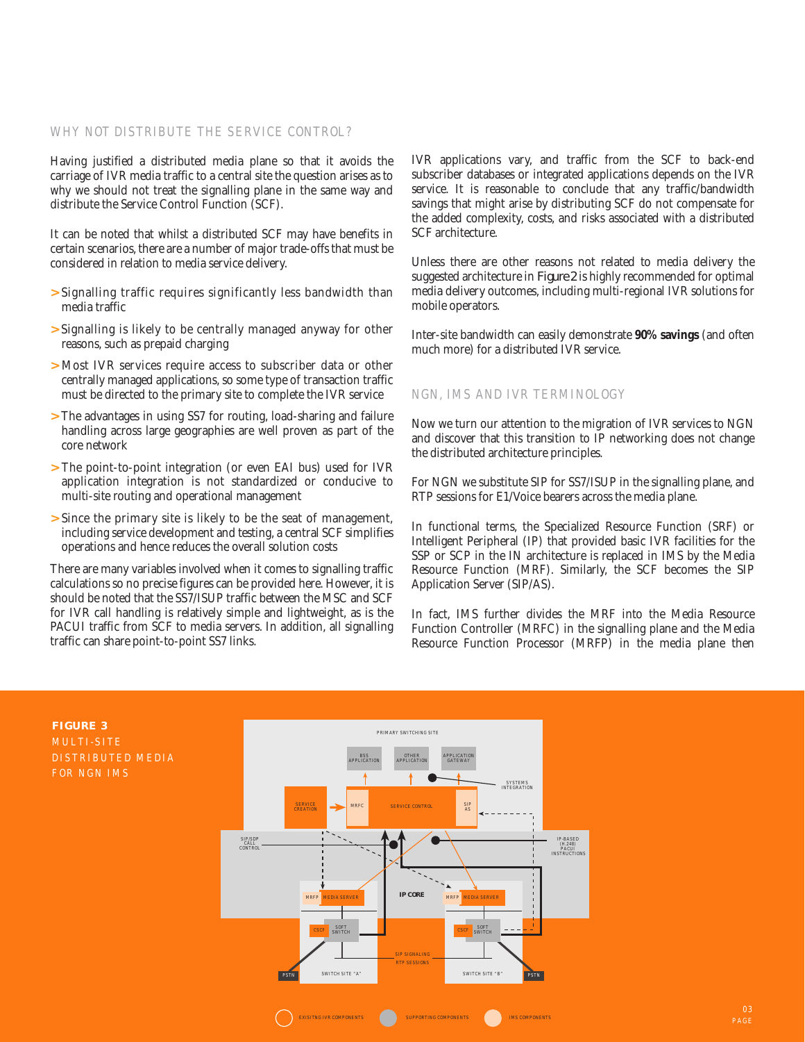## WHY NOT DISTRIBUTE THE SERVICE CONTROL?

Having justified a distributed media plane so that it avoids the carriage of IVR media traffic to a central site the question arises as to why we should not treat the signalling plane in the same way and distribute the Service Control Function (SCF).

It can be noted that whilst a distributed SCF may have benefits in certain scenarios, there are a number of major trade-offs that must be considered in relation to media service delivery.

> Signalling traffic requires significantly less bandwidth than media traffic

> Signalling is likely to be centrally managed anyway for other reasons, such as prepaid charging

> Most IVR services require access to subscriber data or other centrally managed applications, so some type of transaction traffic must be directed to the primary site to complete the IVR service

> The advantages in using SS7 for routing, load-sharing and failure handling across large geographies are well proven as part of the core network

> The point-to-point integration (or even EAI bus) used for IVR application integration is not standardized or conducive to multi-site routing and operational management

> Since the primary site is likely to be the seat of management, including service development and testing, a central SCF simplifies operations and hence reduces the overall solution costs

There are many variables involved when it comes to signalling traffic calculations so no precise figures can be provided here. However, it is should be noted that the SS7/ISUP traffic between the MSC and SCF for IVR call handling is relatively simple and lightweight, as is the PACUI traffic from SCF to media servers. In addition, all signalling traffic can share point-to-point SS7 links.

IVR applications vary, and traffic from the SCF to back-end subscriber databases or integrated applications depends on the IVR service. It is reasonable to conclude that any traffic/bandwidth savings that might arise by distributing SCF do not compensate for the added complexity, costs, and risks associated with a distributed SCF architecture.

Unless there are other reasons not related to media delivery the suggested architecture in Figure 2 is highly recommended for optimal media delivery outcomes, including multi-regional IVR solutions for mobile operators.

Inter-site bandwidth can easily demonstrate **90% savings** (and often much more) for a distributed IVR service.

## NGN, IMS AND IVR TERMINOLOGY

Now we turn our attention to the migration of IVR services to NGN and discover that this transition to IP networking does not change the distributed architecture principles.

For NGN we substitute SIP for SS7/ISUP in the signalling plane, and RTP sessions for E1/Voice bearers across the media plane.

In functional terms, the Specialized Resource Function (SRF) or Intelligent Peripheral (IP) that provided basic IVR facilities for the SSP or SCP in the IN architecture is replaced in IMS by the Media Resource Function (MRF). Similarly, the SCF becomes the SIP Application Server (SIP/AS).

In fact, IMS further divides the MRF into the Media Resource Function Controller (MRFC) in the signalling plane and the Media Resource Function Processor (MRFP) in the media plane then

**FIGURE 3**
MULTI-SITE DISTRIBUTED MEDIA FOR NGN IMS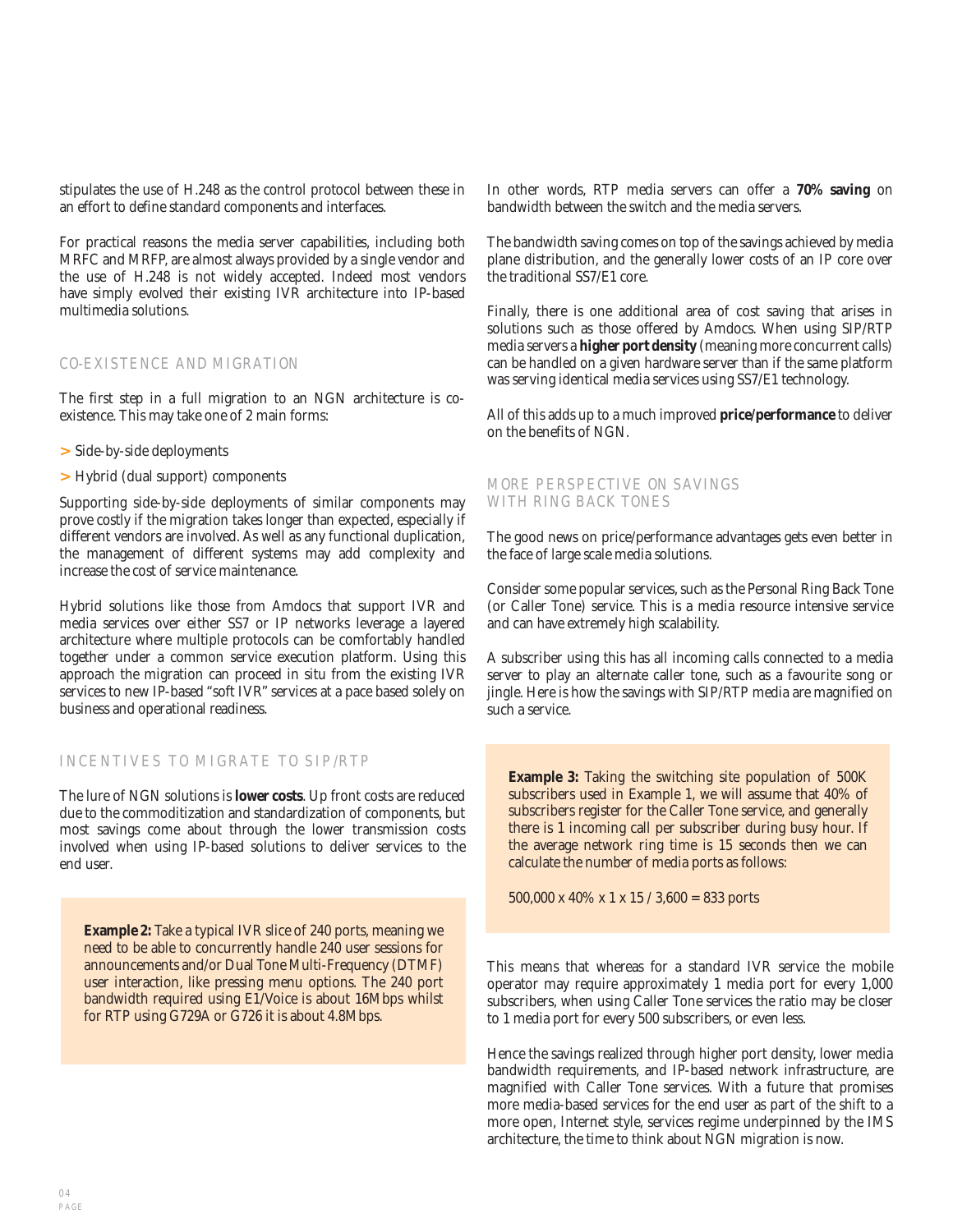stipulates the use of H.248 as the control protocol between these in an effort to define standard components and interfaces.

For practical reasons the media server capabilities, including both MRFC and MRFP, are almost always provided by a single vendor and the use of H.248 is not widely accepted. Indeed most vendors have simply evolved their existing IVR architecture into IP-based multimedia solutions.

## CO-EXISTENCE AND MIGRATION

The first step in a full migration to an NGN architecture is co-existence. This may take one of 2 main forms:

> Side-by-side deployments

> Hybrid (dual support) components

Supporting side-by-side deployments of similar components may prove costly if the migration takes longer than expected, especially if different vendors are involved. As well as any functional duplication, the management of different systems may add complexity and increase the cost of service maintenance.

Hybrid solutions like those from Amdocs that support IVR and media services over either SS7 or IP networks leverage a layered architecture where multiple protocols can be comfortably handled together under a common service execution platform. Using this approach the migration can proceed in situ from the existing IVR services to new IP-based "soft IVR" services at a pace based solely on business and operational readiness.

## INCENTIVES TO MIGRATE TO SIP/RTP

The lure of NGN solutions is **lower costs**. Up front costs are reduced due to the commoditization and standardization of components, but most savings come about through the lower transmission costs involved when using IP-based solutions to deliver services to the end user.

**Example 2:** Take a typical IVR slice of 240 ports, meaning we need to be able to concurrently handle 240 user sessions for announcements and/or Dual Tone Multi-Frequency (DTMF) user interaction, like pressing menu options. The 240 port bandwidth required using E1/Voice is about 16Mbps whilst for RTP using G729A or G726 it is about 4.8Mbps.

In other words, RTP media servers can offer a **70% saving** on bandwidth between the switch and the media servers.

The bandwidth saving comes on top of the savings achieved by media plane distribution, and the generally lower costs of an IP core over the traditional SS7/E1 core.

Finally, there is one additional area of cost saving that arises in solutions such as those offered by Amdocs. When using SIP/RTP media servers a **higher port density** (meaning more concurrent calls) can be handled on a given hardware server than if the same platform was serving identical media services using SS7/E1 technology.

All of this adds up to a much improved **price/performance** to deliver on the benefits of NGN.

## MORE PERSPECTIVE ON SAVINGS WITH RING BACK TONES

The good news on price/performance advantages gets even better in the face of large scale media solutions.

Consider some popular services, such as the Personal Ring Back Tone (or Caller Tone) service. This is a media resource intensive service and can have extremely high scalability.

A subscriber using this has all incoming calls connected to a media server to play an alternate caller tone, such as a favourite song or jingle. Here is how the savings with SIP/RTP media are magnified on such a service.

**Example 3:** Taking the switching site population of 500K subscribers used in Example 1, we will assume that 40% of subscribers register for the Caller Tone service, and generally there is 1 incoming call per subscriber during busy hour. If the average network ring time is 15 seconds then we can calculate the number of media ports as follows:

500,000 x 40% x 1 x 15 / 3,600 = 833 ports

This means that whereas for a standard IVR service the mobile operator may require approximately 1 media port for every 1,000 subscribers, when using Caller Tone services the ratio may be closer to 1 media port for every 500 subscribers, or even less.

Hence the savings realized through higher port density, lower media bandwidth requirements, and IP-based network infrastructure, are magnified with Caller Tone services. With a future that promises more media-based services for the end user as part of the shift to a more open, Internet style, services regime underpinned by the IMS architecture, the time to think about NGN migration is now.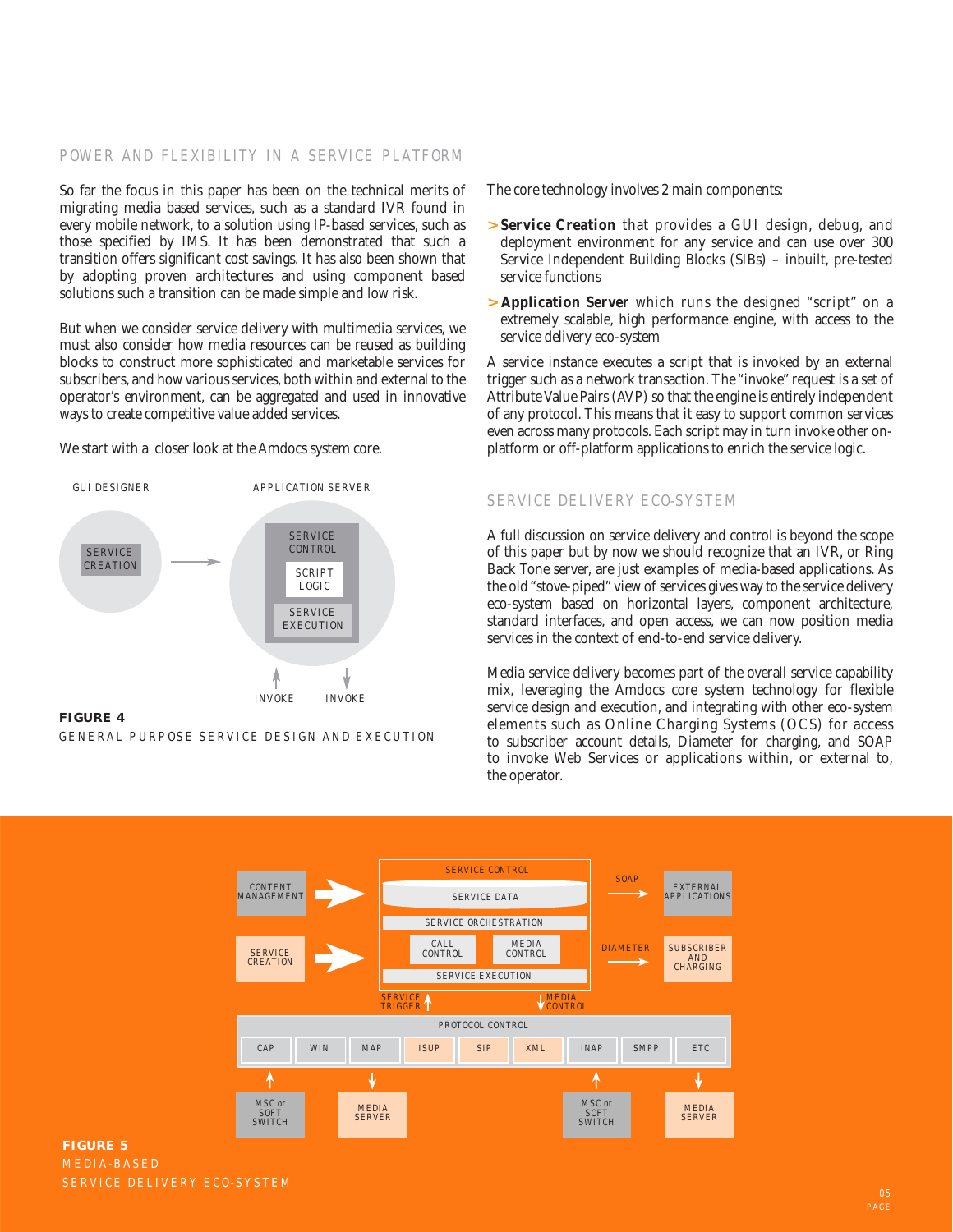## POWER AND FLEXIBILITY IN A SERVICE PLATFORM

So far the focus in this paper has been on the technical merits of migrating media based services, such as a standard IVR found in every mobile network, to a solution using IP-based services, such as those specified by IMS. It has been demonstrated that such a transition offers significant cost savings. It has also been shown that by adopting proven architectures and using component based solutions such a transition can be made simple and low risk.

But when we consider service delivery with multimedia services, we must also consider how media resources can be reused as building blocks to construct more sophisticated and marketable services for subscribers, and how various services, both within and external to the operator's environment, can be aggregated and used in innovative ways to create competitive value added services.

We start with a closer look at the Amdocs system core.

GUI DESIGNER — SERVICE CREATION → APPLICATION SERVER — SERVICE CONTROL, SCRIPT LOGIC, SERVICE EXECUTION; INVOKE, INVOKE

**FIGURE 4**
GENERAL PURPOSE SERVICE DESIGN AND EXECUTION

The core technology involves 2 main components:

- **Service Creation** that provides a GUI design, debug, and deployment environment for any service and can use over 300 Service Independent Building Blocks (SIBs) – inbuilt, pre-tested service functions
- **Application Server** which runs the designed "script" on a extremely scalable, high performance engine, with access to the service delivery eco-system

A service instance executes a script that is invoked by an external trigger such as a network transaction. The "invoke" request is a set of Attribute Value Pairs (AVP) so that the engine is entirely independent of any protocol. This means that it easy to support common services even across many protocols. Each script may in turn invoke other on-platform or off-platform applications to enrich the service logic.

## SERVICE DELIVERY ECO-SYSTEM

A full discussion on service delivery and control is beyond the scope of this paper but by now we should recognize that an IVR, or Ring Back Tone server, are just examples of media-based applications. As the old "stove-piped" view of services gives way to the service delivery eco-system based on horizontal layers, component architecture, standard interfaces, and open access, we can now position media services in the context of end-to-end service delivery.

Media service delivery becomes part of the overall service capability mix, leveraging the Amdocs core system technology for flexible service design and execution, and integrating with other eco-system elements such as Online Charging Systems (OCS) for access to subscriber account details, Diameter for charging, and SOAP to invoke Web Services or applications within, or external to, the operator.

CONTENT MANAGEMENT; SERVICE CREATION; SERVICE CONTROL: SERVICE DATA, SERVICE ORCHESTRATION, CALL CONTROL, MEDIA CONTROL, SERVICE EXECUTION; SOAP → EXTERNAL APPLICATIONS; DIAMETER → SUBSCRIBER AND CHARGING; SERVICE TRIGGER; MEDIA CONTROL; PROTOCOL CONTROL: CAP, WIN, MAP, ISUP, SIP, XML, INAP, SMPP, ETC; MSC or SOFT SWITCH; MEDIA SERVER; MSC or SOFT SWITCH; MEDIA SERVER

**FIGURE 5**
MEDIA-BASED
SERVICE DELIVERY ECO-SYSTEM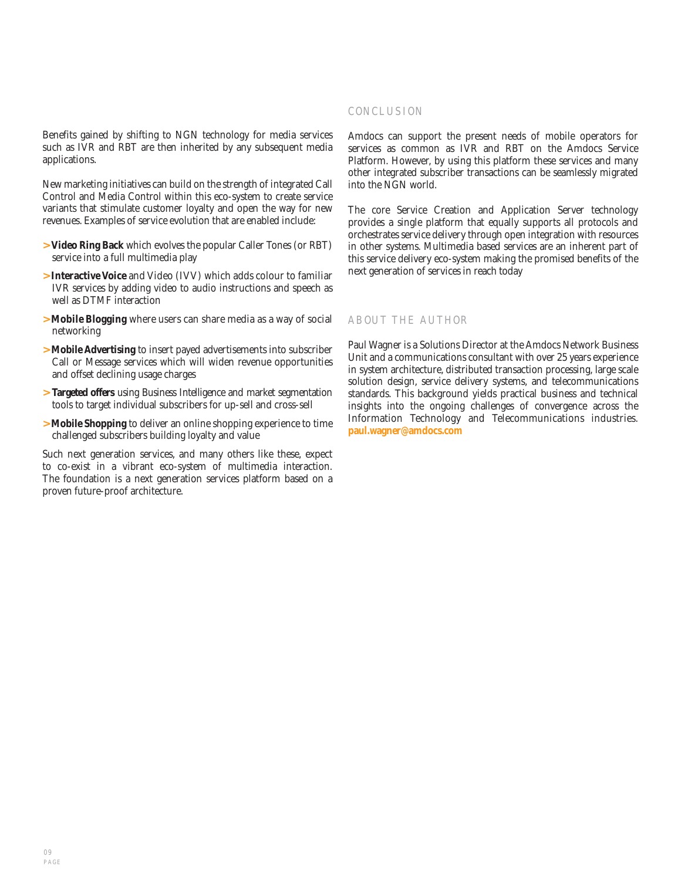Benefits gained by shifting to NGN technology for media services such as IVR and RBT are then inherited by any subsequent media applications.

New marketing initiatives can build on the strength of integrated Call Control and Media Control within this eco-system to create service variants that stimulate customer loyalty and open the way for new revenues. Examples of service evolution that are enabled include:

> **Video Ring Back** which evolves the popular Caller Tones (or RBT) service into a full multimedia play

> **Interactive Voice** and Video (IVV) which adds colour to familiar IVR services by adding video to audio instructions and speech as well as DTMF interaction

> **Mobile Blogging** where users can share media as a way of social networking

> **Mobile Advertising** to insert payed advertisements into subscriber Call or Message services which will widen revenue opportunities and offset declining usage charges

> **Targeted offers** using Business Intelligence and market segmentation tools to target individual subscribers for up-sell and cross-sell

> **Mobile Shopping** to deliver an online shopping experience to time challenged subscribers building loyalty and value

Such next generation services, and many others like these, expect to co-exist in a vibrant eco-system of multimedia interaction. The foundation is a next generation services platform based on a proven future-proof architecture.

## CONCLUSION

Amdocs can support the present needs of mobile operators for services as common as IVR and RBT on the Amdocs Service Platform. However, by using this platform these services and many other integrated subscriber transactions can be seamlessly migrated into the NGN world.

The core Service Creation and Application Server technology provides a single platform that equally supports all protocols and orchestrates service delivery through open integration with resources in other systems. Multimedia based services are an inherent part of this service delivery eco-system making the promised benefits of the next generation of services in reach today

## ABOUT THE AUTHOR

Paul Wagner is a Solutions Director at the Amdocs Network Business Unit and a communications consultant with over 25 years experience in system architecture, distributed transaction processing, large scale solution design, service delivery systems, and telecommunications standards. This background yields practical business and technical insights into the ongoing challenges of convergence across the Information Technology and Telecommunications industries. **paul.wagner@amdocs.com**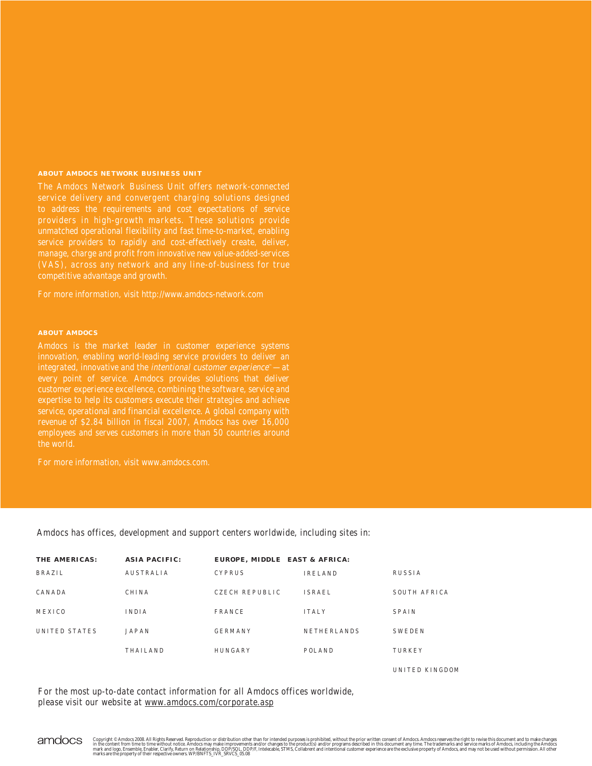### ABOUT AMDOCS NETWORK BUSINESS UNIT

The Amdocs Network Business Unit offers network-connected service delivery and convergent charging solutions designed to address the requirements and cost expectations of service providers in high-growth markets. These solutions provide unmatched operational flexibility and fast time-to-market, enabling service providers to rapidly and cost-effectively create, deliver, manage, charge and profit from innovative new value-added-services (VAS), across any network and any line-of-business for true competitive advantage and growth.

For more information, visit http://www.amdocs-network.com

### ABOUT AMDOCS

Amdocs is the market leader in customer experience systems innovation, enabling world-leading service providers to deliver an integrated, innovative and the *intentional customer experience*™ — at every point of service. Amdocs provides solutions that deliver customer experience excellence, combining the software, service and expertise to help its customers execute their strategies and achieve service, operational and financial excellence. A global company with revenue of $2.84 billion in fiscal 2007, Amdocs has over 16,000 employees and serves customers in more than 50 countries around the world.

For more information, visit www.amdocs.com.

Amdocs has offices, development and support centers worldwide, including sites in:

| THE AMERICAS: | ASIA PACIFIC: | EUROPE, MIDDLE EAST & AFRICA: | | |
|---|---|---|---|---|
| BRAZIL | AUSTRALIA | CYPRUS | IRELAND | RUSSIA |
| CANADA | CHINA | CZECH REPUBLIC | ISRAEL | SOUTH AFRICA |
| MEXICO | INDIA | FRANCE | ITALY | SPAIN |
| UNITED STATES | JAPAN | GERMANY | NETHERLANDS | SWEDEN |
| | THAILAND | HUNGARY | POLAND | TURKEY |
| | | | | UNITED KINGDOM |

For the most up-to-date contact information for all Amdocs offices worldwide, please visit our website at www.amdocs.com/corporate.asp

amdocs

Copyright © Amdocs 2008. All Rights Reserved. Reproduction or distribution other than for intended purposes is prohibited, without the prior written consent of Amdocs. Amdocs reserves the right to revise this document and to make changes in the content from time to time without notice. Amdocs may make improvements and/or changes to the product(s) and/or programs described in this document any time. The trademarks and service marks of Amdocs, including the Amdocs mark and logo, Ensemble, Enabler, Clarify, Return on Relationship, DDP/SQL, DDP/F, Intelecable, STMS, Collabrent and intentional customer experience are the exclusive property of Amdocs, and may not be used without permission. All other marks are the property of their respective owners. WP/BNFTS_IVR_SRVCS_05.08